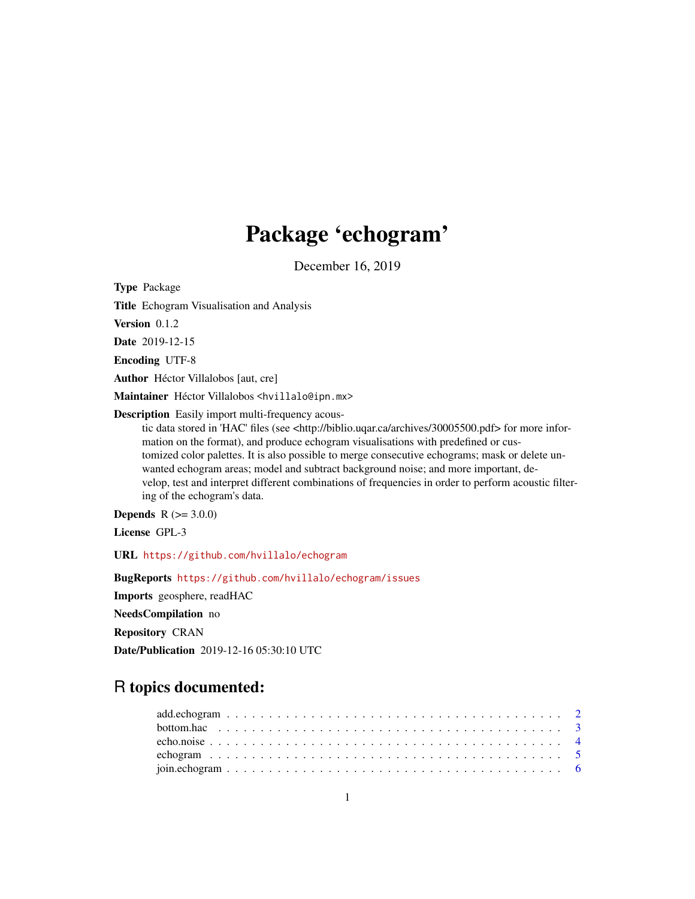# Package 'echogram'

December 16, 2019

**Type** Package

**Title** Echogram Visualisation and Analysis

**Version** 0.1.2

**Date** 2019-12-15

**Encoding** UTF-8

**Author** Héctor Villalobos [aut, cre]

**Maintainer** Héctor Villalobos <hvillalo@ipn.mx>

**Description** Easily import multi-frequency acoustic data stored in 'HAC' files (see <http://biblio.uqar.ca/archives/30005500.pdf> for more information on the format), and produce echogram visualisations with predefined or customized color palettes. It is also possible to merge consecutive echograms; mask or delete unwanted echogram areas; model and subtract background noise; and more important, develop, test and interpret different combinations of frequencies in order to perform acoustic filtering of the echogram's data.

**Depends** R (>= 3.0.0)

**License** GPL-3

**URL** https://github.com/hvillalo/echogram

**BugReports** https://github.com/hvillalo/echogram/issues

**Imports** geosphere, readHAC

**NeedsCompilation** no

**Repository** CRAN

**Date/Publication** 2019-12-16 05:30:10 UTC

## R topics documented:

add.echogram . . . . . . . . . . . . . . . . . . . . . . . . . . . . . . . . . . . . . . . 2
bottom.hac . . . . . . . . . . . . . . . . . . . . . . . . . . . . . . . . . . . . . . . 3
echo.noise . . . . . . . . . . . . . . . . . . . . . . . . . . . . . . . . . . . . . . . 4
echogram . . . . . . . . . . . . . . . . . . . . . . . . . . . . . . . . . . . . . . . 5
join.echogram . . . . . . . . . . . . . . . . . . . . . . . . . . . . . . . . . . . . . . . 6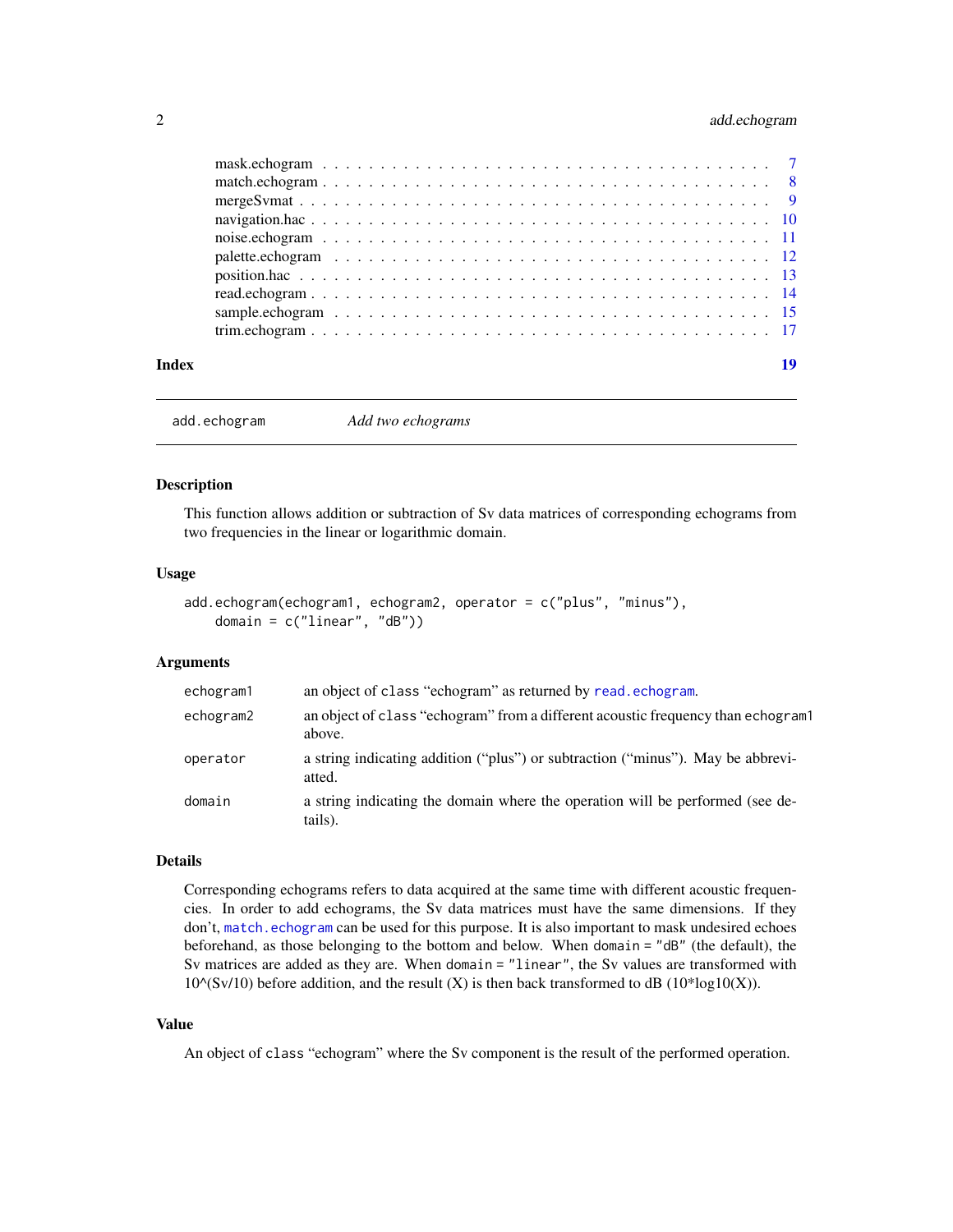mask.echogram . . . . . . . . . . . . . . . . . . . . . . . . . . . . . . . . . . . 7
match.echogram . . . . . . . . . . . . . . . . . . . . . . . . . . . . . . . . . . . 8
mergeSvmat . . . . . . . . . . . . . . . . . . . . . . . . . . . . . . . . . . . . . 9
navigation.hac . . . . . . . . . . . . . . . . . . . . . . . . . . . . . . . . . . . 10
noise.echogram . . . . . . . . . . . . . . . . . . . . . . . . . . . . . . . . . . . 11
palette.echogram . . . . . . . . . . . . . . . . . . . . . . . . . . . . . . . . . . 12
position.hac . . . . . . . . . . . . . . . . . . . . . . . . . . . . . . . . . . . . 13
read.echogram . . . . . . . . . . . . . . . . . . . . . . . . . . . . . . . . . . . 14
sample.echogram . . . . . . . . . . . . . . . . . . . . . . . . . . . . . . . . . . 15
trim.echogram . . . . . . . . . . . . . . . . . . . . . . . . . . . . . . . . . . . 17

**Index** **19**

---

`add.echogram` *Add two echograms*

---

### Description

This function allows addition or subtraction of Sv data matrices of corresponding echograms from two frequencies in the linear or logarithmic domain.

### Usage

```
add.echogram(echogram1, echogram2, operator = c("plus", "minus"),
    domain = c("linear", "dB"))
```

### Arguments

| | |
|---|---|
| `echogram1` | an object of `class` "echogram" as returned by `read.echogram`. |
| `echogram2` | an object of `class` "echogram" from a different acoustic frequency than `echogram1` above. |
| `operator` | a string indicating addition ("plus") or subtraction ("minus"). May be abbreviatted. |
| `domain` | a string indicating the domain where the operation will be performed (see details). |

### Details

Corresponding echograms refers to data acquired at the same time with different acoustic frequencies. In order to add echograms, the Sv data matrices must have the same dimensions. If they don't, `match.echogram` can be used for this purpose. It is also important to mask undesired echoes beforehand, as those belonging to the bottom and below. When `domain = "dB"` (the default), the Sv matrices are added as they are. When `domain = "linear"`, the Sv values are transformed with 10^(Sv/10) before addition, and the result (X) is then back transformed to dB (10*log10(X)).

### Value

An object of `class` "echogram" where the Sv component is the result of the performed operation.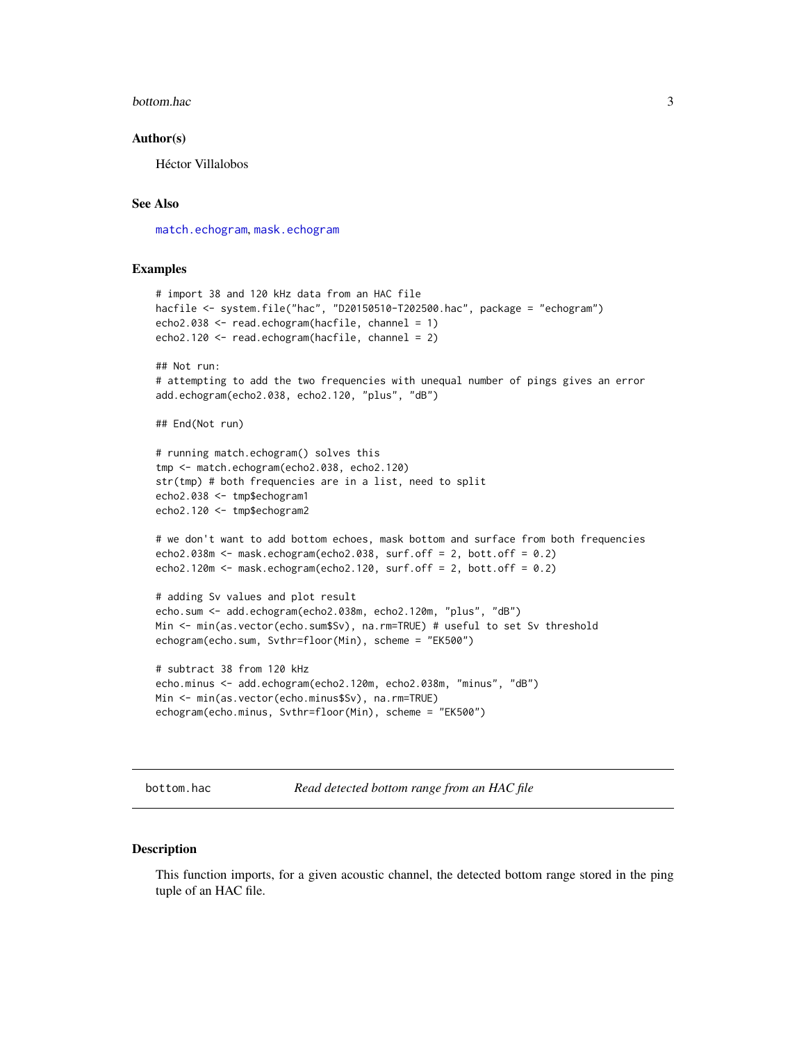### Author(s)

Héctor Villalobos

### See Also

match.echogram, mask.echogram

### Examples

```
# import 38 and 120 kHz data from an HAC file
hacfile <- system.file("hac", "D20150510-T202500.hac", package = "echogram")
echo2.038 <- read.echogram(hacfile, channel = 1)
echo2.120 <- read.echogram(hacfile, channel = 2)

## Not run:
# attempting to add the two frequencies with unequal number of pings gives an error
add.echogram(echo2.038, echo2.120, "plus", "dB")

## End(Not run)

# running match.echogram() solves this
tmp <- match.echogram(echo2.038, echo2.120)
str(tmp) # both frequencies are in a list, need to split
echo2.038 <- tmp$echogram1
echo2.120 <- tmp$echogram2

# we don't want to add bottom echoes, mask bottom and surface from both frequencies
echo2.038m <- mask.echogram(echo2.038, surf.off = 2, bott.off = 0.2)
echo2.120m <- mask.echogram(echo2.120, surf.off = 2, bott.off = 0.2)

# adding Sv values and plot result
echo.sum <- add.echogram(echo2.038m, echo2.120m, "plus", "dB")
Min <- min(as.vector(echo.sum$Sv), na.rm=TRUE) # useful to set Sv threshold
echogram(echo.sum, Svthr=floor(Min), scheme = "EK500")

# subtract 38 from 120 kHz
echo.minus <- add.echogram(echo2.120m, echo2.038m, "minus", "dB")
Min <- min(as.vector(echo.minus$Sv), na.rm=TRUE)
echogram(echo.minus, Svthr=floor(Min), scheme = "EK500")
```

---

## bottom.hac — *Read detected bottom range from an HAC file*

### Description

This function imports, for a given acoustic channel, the detected bottom range stored in the ping tuple of an HAC file.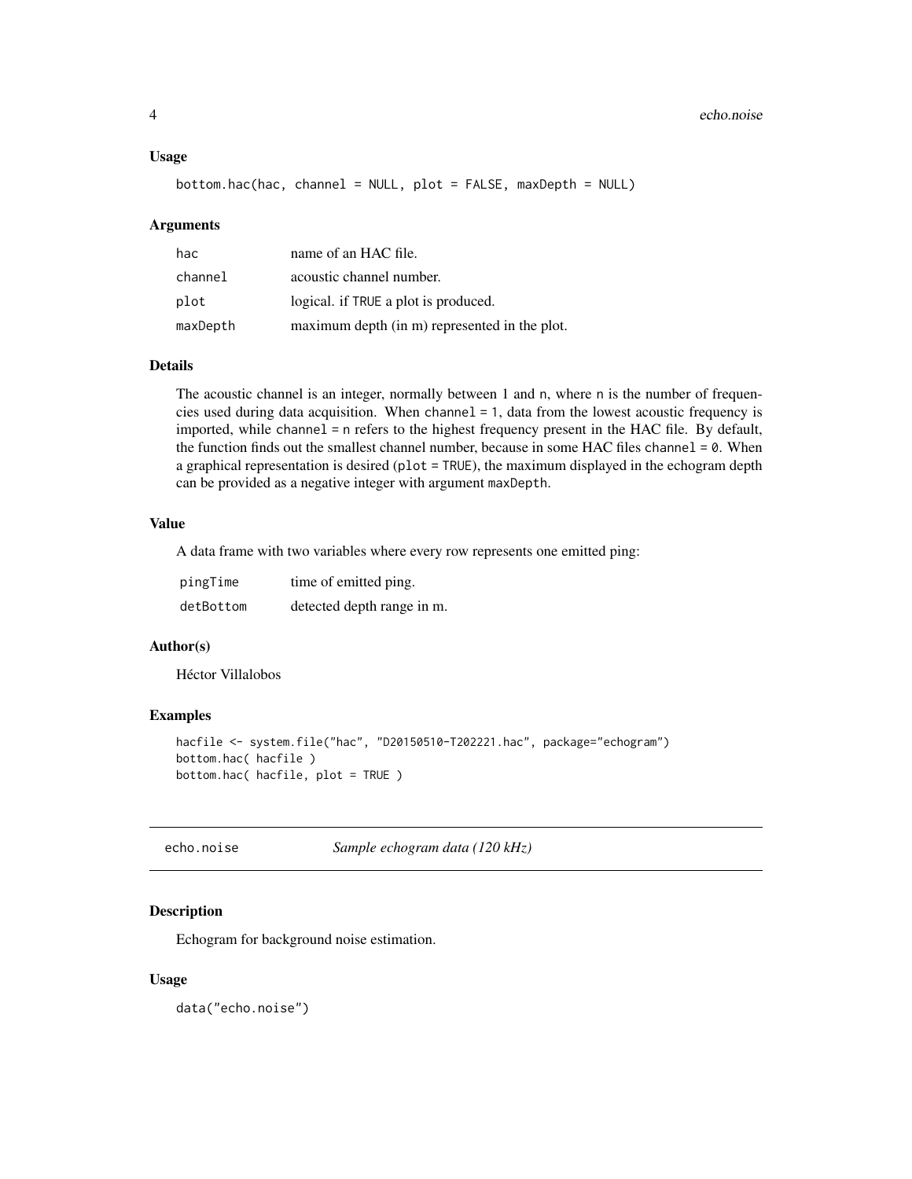### Usage

```
bottom.hac(hac, channel = NULL, plot = FALSE, maxDepth = NULL)
```

### Arguments

| | |
|---|---|
| hac | name of an HAC file. |
| channel | acoustic channel number. |
| plot | logical. if TRUE a plot is produced. |
| maxDepth | maximum depth (in m) represented in the plot. |

### Details

The acoustic channel is an integer, normally between 1 and n, where n is the number of frequencies used during data acquisition. When channel = 1, data from the lowest acoustic frequency is imported, while channel = n refers to the highest frequency present in the HAC file. By default, the function finds out the smallest channel number, because in some HAC files channel = 0. When a graphical representation is desired (plot = TRUE), the maximum displayed in the echogram depth can be provided as a negative integer with argument maxDepth.

### Value

A data frame with two variables where every row represents one emitted ping:

| | |
|---|---|
| pingTime | time of emitted ping. |
| detBottom | detected depth range in m. |

### Author(s)

Héctor Villalobos

### Examples

```
hacfile <- system.file("hac", "D20150510-T202221.hac", package="echogram")
bottom.hac( hacfile )
bottom.hac( hacfile, plot = TRUE )
```

---

## echo.noise *Sample echogram data (120 kHz)*

### Description

Echogram for background noise estimation.

### Usage

```
data("echo.noise")
```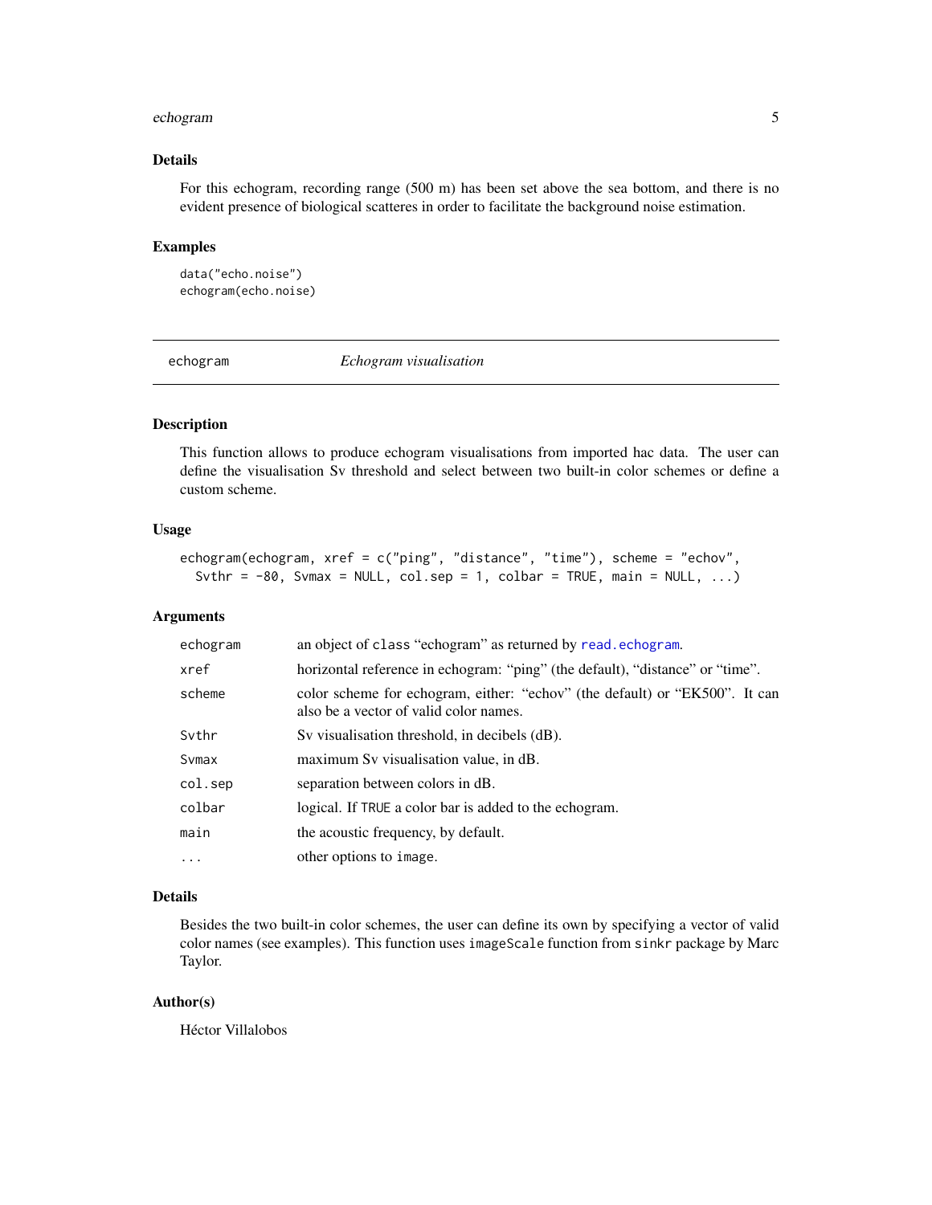## Details

For this echogram, recording range (500 m) has been set above the sea bottom, and there is no evident presence of biological scatteres in order to facilitate the background noise estimation.

## Examples

```
data("echo.noise")
echogram(echo.noise)
```

---

# echogram — *Echogram visualisation*

## Description

This function allows to produce echogram visualisations from imported hac data. The user can define the visualisation Sv threshold and select between two built-in color schemes or define a custom scheme.

## Usage

```
echogram(echogram, xref = c("ping", "distance", "time"), scheme = "echov",
  Svthr = -80, Svmax = NULL, col.sep = 1, colbar = TRUE, main = NULL, ...)
```

## Arguments

| | |
|---|---|
| `echogram` | an object of `class` "echogram" as returned by `read.echogram`. |
| `xref` | horizontal reference in echogram: "ping" (the default), "distance" or "time". |
| `scheme` | color scheme for echogram, either: "echov" (the default) or "EK500". It can also be a vector of valid color names. |
| `Svthr` | Sv visualisation threshold, in decibels (dB). |
| `Svmax` | maximum Sv visualisation value, in dB. |
| `col.sep` | separation between colors in dB. |
| `colbar` | logical. If `TRUE` a color bar is added to the echogram. |
| `main` | the acoustic frequency, by default. |
| `...` | other options to `image`. |

## Details

Besides the two built-in color schemes, the user can define its own by specifying a vector of valid color names (see examples). This function uses `imageScale` function from `sinkr` package by Marc Taylor.

## Author(s)

Héctor Villalobos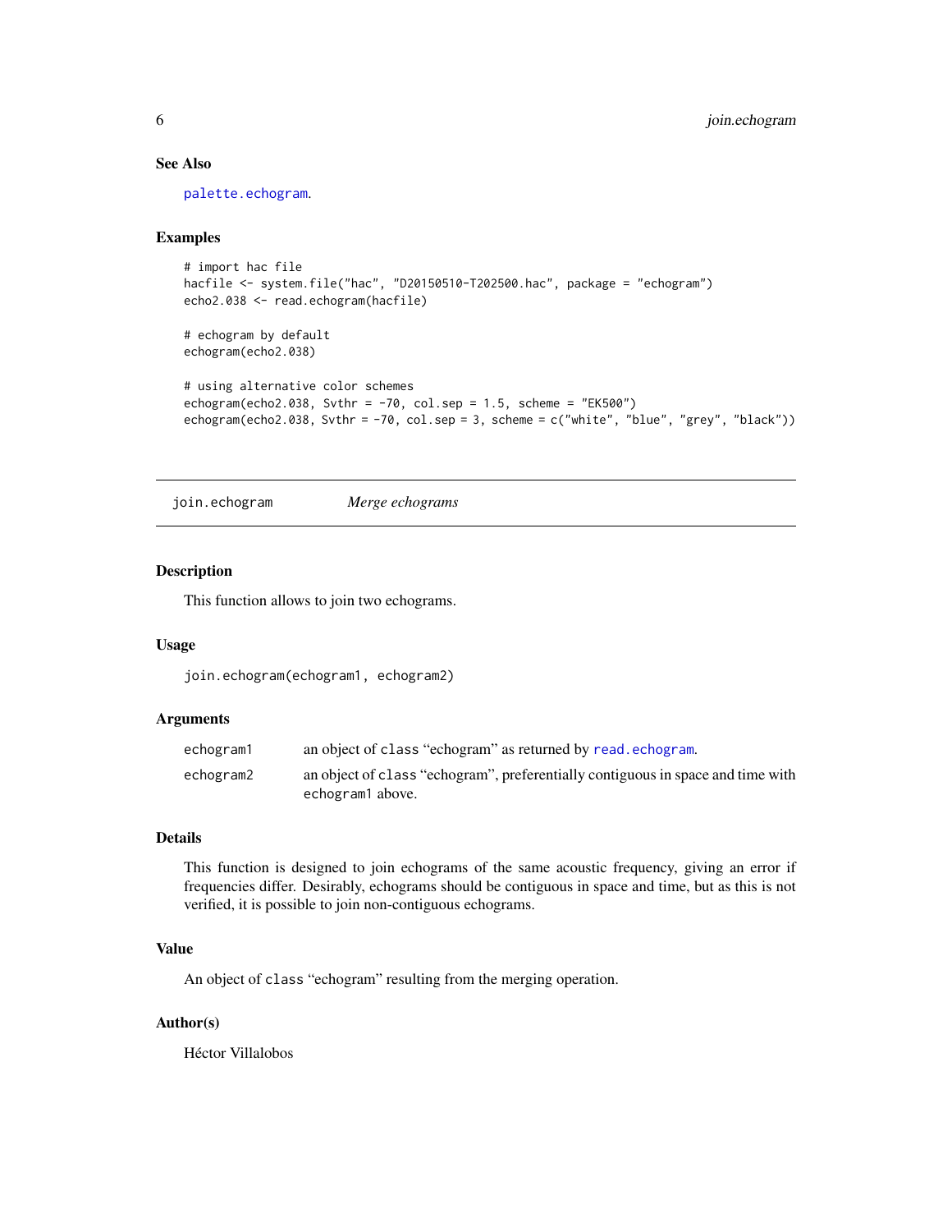## See Also

palette.echogram.

## Examples

```
# import hac file
hacfile <- system.file("hac", "D20150510-T202500.hac", package = "echogram")
echo2.038 <- read.echogram(hacfile)

# echogram by default
echogram(echo2.038)

# using alternative color schemes
echogram(echo2.038, Svthr = -70, col.sep = 1.5, scheme = "EK500")
echogram(echo2.038, Svthr = -70, col.sep = 3, scheme = c("white", "blue", "grey", "black"))
```

---

# join.echogram *Merge echograms*

## Description

This function allows to join two echograms.

## Usage

```
join.echogram(echogram1, echogram2)
```

## Arguments

| | |
|---|---|
| echogram1 | an object of class "echogram" as returned by read.echogram. |
| echogram2 | an object of class "echogram", preferentially contiguous in space and time with echogram1 above. |

## Details

This function is designed to join echograms of the same acoustic frequency, giving an error if frequencies differ. Desirably, echograms should be contiguous in space and time, but as this is not verified, it is possible to join non-contiguous echograms.

## Value

An object of class "echogram" resulting from the merging operation.

## Author(s)

Héctor Villalobos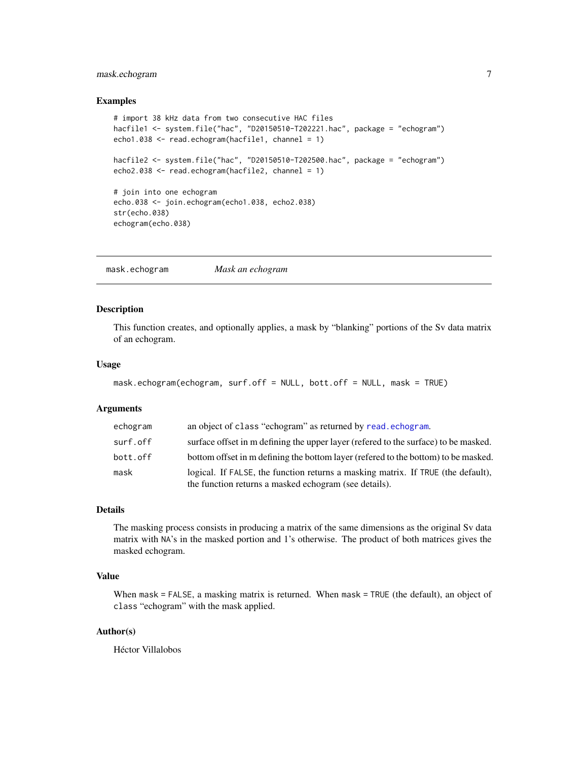## Examples

```
# import 38 kHz data from two consecutive HAC files
hacfile1 <- system.file("hac", "D20150510-T202221.hac", package = "echogram")
echo1.038 <- read.echogram(hacfile1, channel = 1)

hacfile2 <- system.file("hac", "D20150510-T202500.hac", package = "echogram")
echo2.038 <- read.echogram(hacfile2, channel = 1)

# join into one echogram
echo.038 <- join.echogram(echo1.038, echo2.038)
str(echo.038)
echogram(echo.038)
```

---

# mask.echogram &nbsp;&nbsp;&nbsp;&nbsp; *Mask an echogram*

---

## Description

This function creates, and optionally applies, a mask by "blanking" portions of the Sv data matrix of an echogram.

## Usage

```
mask.echogram(echogram, surf.off = NULL, bott.off = NULL, mask = TRUE)
```

## Arguments

| | |
|---|---|
| `echogram` | an object of `class` "echogram" as returned by `read.echogram`. |
| `surf.off` | surface offset in m defining the upper layer (refered to the surface) to be masked. |
| `bott.off` | bottom offset in m defining the bottom layer (refered to the bottom) to be masked. |
| `mask` | logical. If `FALSE`, the function returns a masking matrix. If `TRUE` (the default), the function returns a masked echogram (see details). |

## Details

The masking process consists in producing a matrix of the same dimensions as the original Sv data matrix with `NA`'s in the masked portion and 1's otherwise. The product of both matrices gives the masked echogram.

## Value

When `mask = FALSE`, a masking matrix is returned. When `mask = TRUE` (the default), an object of `class` "echogram" with the mask applied.

## Author(s)

Héctor Villalobos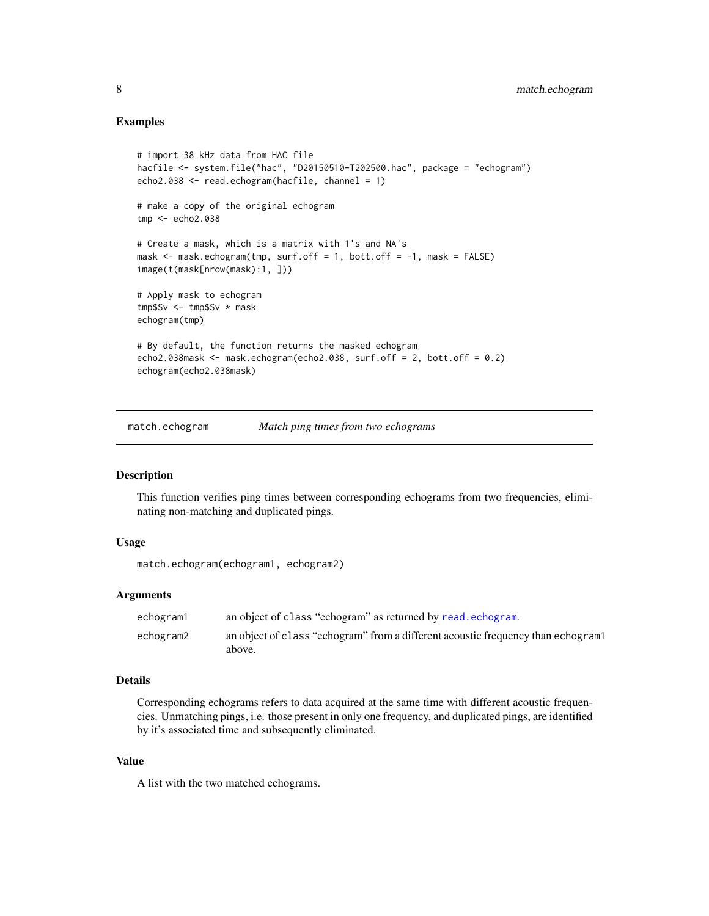### Examples

```
# import 38 kHz data from HAC file
hacfile <- system.file("hac", "D20150510-T202500.hac", package = "echogram")
echo2.038 <- read.echogram(hacfile, channel = 1)

# make a copy of the original echogram
tmp <- echo2.038

# Create a mask, which is a matrix with 1's and NA's
mask <- mask.echogram(tmp, surf.off = 1, bott.off = -1, mask = FALSE)
image(t(mask[nrow(mask):1, ]))

# Apply mask to echogram
tmp$Sv <- tmp$Sv * mask
echogram(tmp)

# By default, the function returns the masked echogram
echo2.038mask <- mask.echogram(echo2.038, surf.off = 2, bott.off = 0.2)
echogram(echo2.038mask)
```

---

## match.echogram &nbsp;&nbsp;&nbsp; *Match ping times from two echograms*

---

### Description

This function verifies ping times between corresponding echograms from two frequencies, eliminating non-matching and duplicated pings.

### Usage

```
match.echogram(echogram1, echogram2)
```

### Arguments

| | |
|---|---|
| echogram1 | an object of class "echogram" as returned by read.echogram. |
| echogram2 | an object of class "echogram" from a different acoustic frequency than echogram1 above. |

### Details

Corresponding echograms refers to data acquired at the same time with different acoustic frequencies. Unmatching pings, i.e. those present in only one frequency, and duplicated pings, are identified by it's associated time and subsequently eliminated.

### Value

A list with the two matched echograms.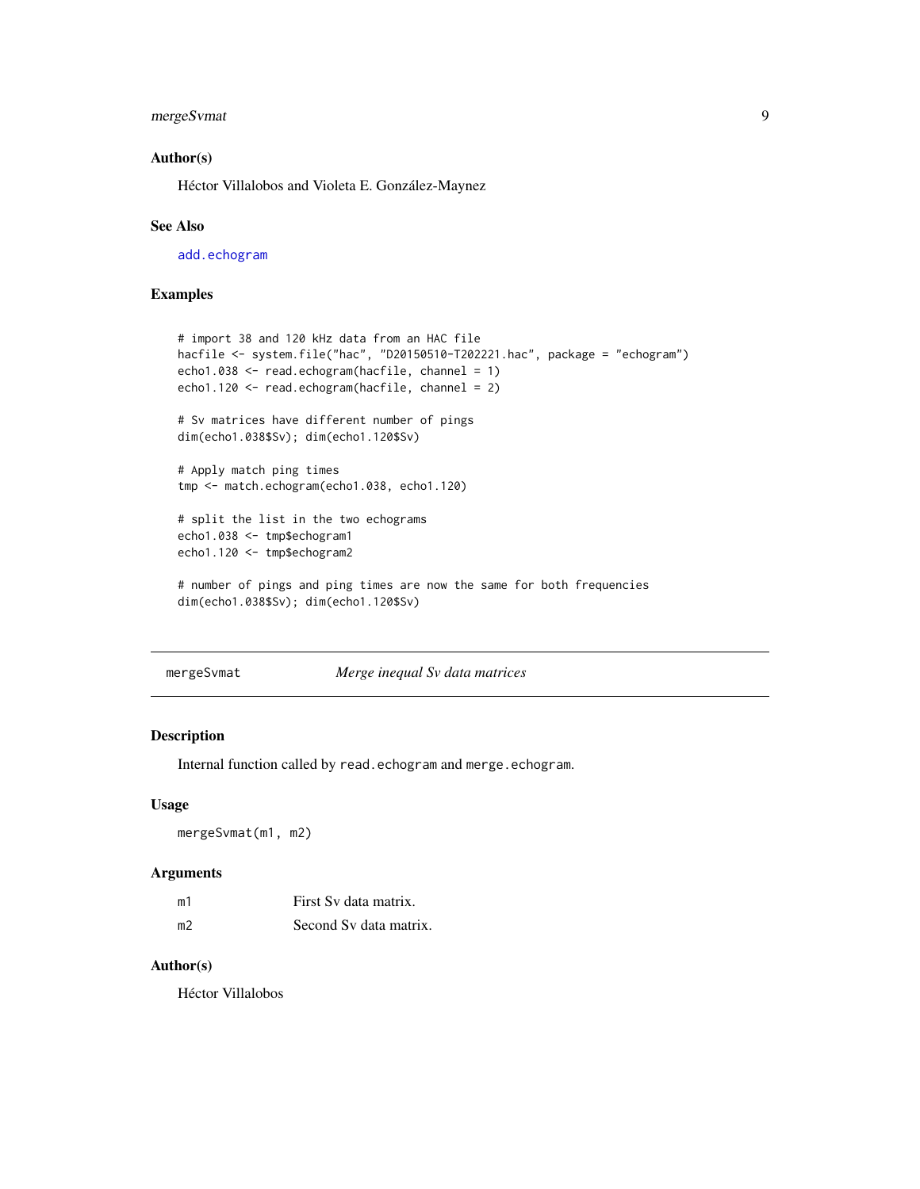## Author(s)

Héctor Villalobos and Violeta E. González-Maynez

## See Also

add.echogram

## Examples

```
# import 38 and 120 kHz data from an HAC file
hacfile <- system.file("hac", "D20150510-T202221.hac", package = "echogram")
echo1.038 <- read.echogram(hacfile, channel = 1)
echo1.120 <- read.echogram(hacfile, channel = 2)

# Sv matrices have different number of pings
dim(echo1.038$Sv); dim(echo1.120$Sv)

# Apply match ping times
tmp <- match.echogram(echo1.038, echo1.120)

# split the list in the two echograms
echo1.038 <- tmp$echogram1
echo1.120 <- tmp$echogram2

# number of pings and ping times are now the same for both frequencies
dim(echo1.038$Sv); dim(echo1.120$Sv)
```

---

# mergeSvmat — *Merge inequal Sv data matrices*

## Description

Internal function called by `read.echogram` and `merge.echogram`.

## Usage

```
mergeSvmat(m1, m2)
```

## Arguments

| | |
|---|---|
| m1 | First Sv data matrix. |
| m2 | Second Sv data matrix. |

## Author(s)

Héctor Villalobos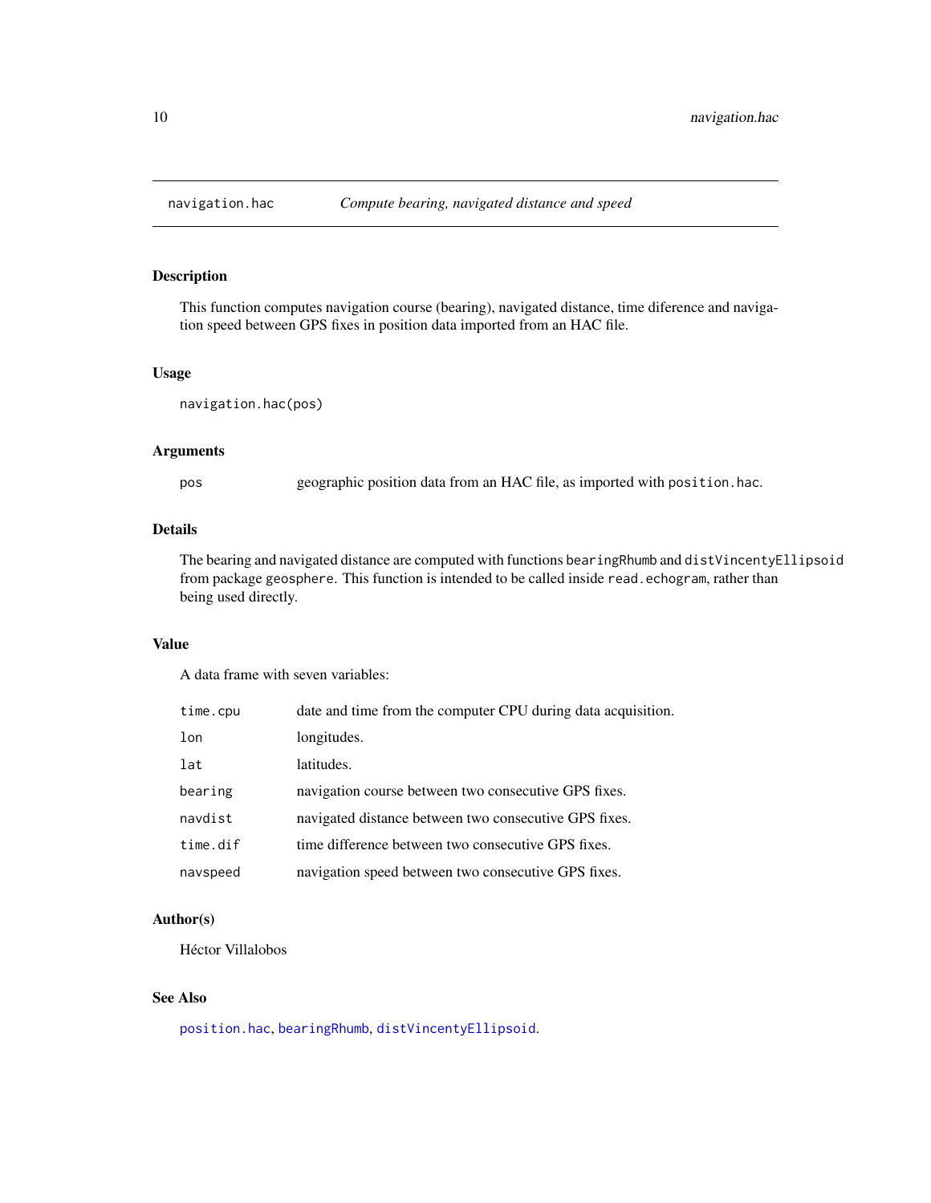# navigation.hac — *Compute bearing, navigated distance and speed*

## Description

This function computes navigation course (bearing), navigated distance, time diference and navigation speed between GPS fixes in position data imported from an HAC file.

## Usage

```
navigation.hac(pos)
```

## Arguments

| | |
|---|---|
| `pos` | geographic position data from an HAC file, as imported with `position.hac`. |

## Details

The bearing and navigated distance are computed with functions `bearingRhumb` and `distVincentyEllipsoid` from package `geosphere`. This function is intended to be called inside `read.echogram`, rather than being used directly.

## Value

A data frame with seven variables:

| | |
|---|---|
| `time.cpu` | date and time from the computer CPU during data acquisition. |
| `lon` | longitudes. |
| `lat` | latitudes. |
| `bearing` | navigation course between two consecutive GPS fixes. |
| `navdist` | navigated distance between two consecutive GPS fixes. |
| `time.dif` | time difference between two consecutive GPS fixes. |
| `navspeed` | navigation speed between two consecutive GPS fixes. |

## Author(s)

Héctor Villalobos

## See Also

`position.hac`, `bearingRhumb`, `distVincentyEllipsoid`.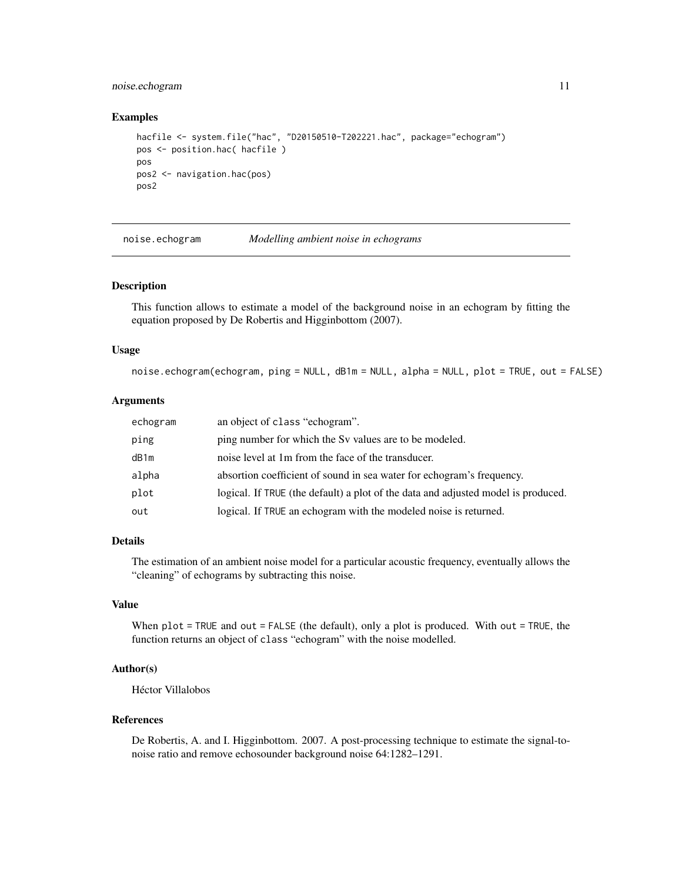## Examples

```
hacfile <- system.file("hac", "D20150510-T202221.hac", package="echogram")
pos <- position.hac( hacfile )
pos
pos2 <- navigation.hac(pos)
pos2
```

---

# noise.echogram *Modelling ambient noise in echograms*

---

## Description

This function allows to estimate a model of the background noise in an echogram by fitting the equation proposed by De Robertis and Higginbottom (2007).

## Usage

```
noise.echogram(echogram, ping = NULL, dB1m = NULL, alpha = NULL, plot = TRUE, out = FALSE)
```

## Arguments

| | |
|---|---|
| echogram | an object of class "echogram". |
| ping | ping number for which the Sv values are to be modeled. |
| dB1m | noise level at 1m from the face of the transducer. |
| alpha | absortion coefficient of sound in sea water for echogram's frequency. |
| plot | logical. If TRUE (the default) a plot of the data and adjusted model is produced. |
| out | logical. If TRUE an echogram with the modeled noise is returned. |

## Details

The estimation of an ambient noise model for a particular acoustic frequency, eventually allows the "cleaning" of echograms by subtracting this noise.

## Value

When plot = TRUE and out = FALSE (the default), only a plot is produced. With out = TRUE, the function returns an object of class "echogram" with the noise modelled.

## Author(s)

Héctor Villalobos

## References

De Robertis, A. and I. Higginbottom. 2007. A post-processing technique to estimate the signal-to-noise ratio and remove echosounder background noise 64:1282–1291.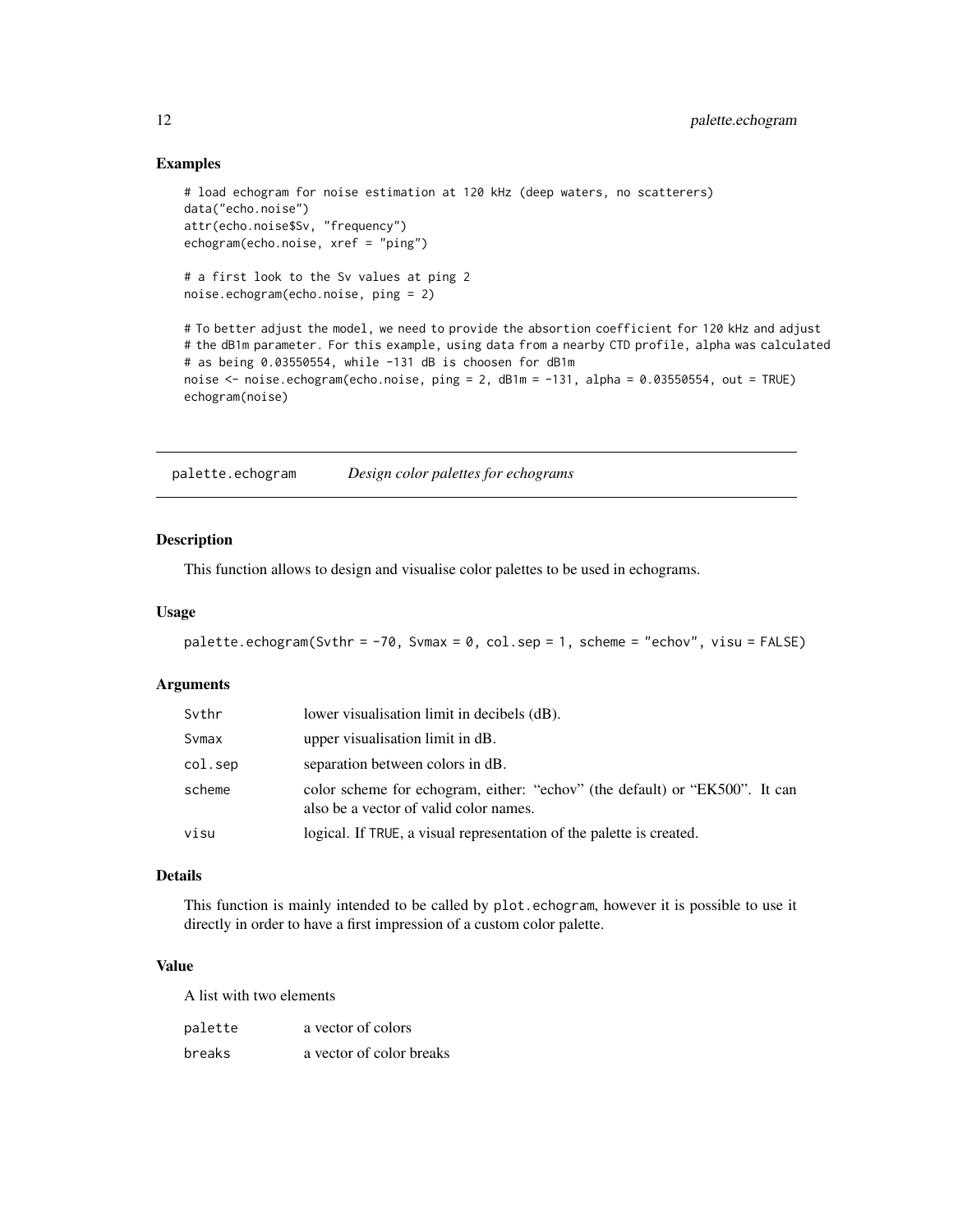## Examples

```
# load echogram for noise estimation at 120 kHz (deep waters, no scatterers)
data("echo.noise")
attr(echo.noise$Sv, "frequency")
echogram(echo.noise, xref = "ping")

# a first look to the Sv values at ping 2
noise.echogram(echo.noise, ping = 2)

# To better adjust the model, we need to provide the absortion coefficient for 120 kHz and adjust
# the dB1m parameter. For this example, using data from a nearby CTD profile, alpha was calculated
# as being 0.03550554, while -131 dB is choosen for dB1m
noise <- noise.echogram(echo.noise, ping = 2, dB1m = -131, alpha = 0.03550554, out = TRUE)
echogram(noise)
```

---

# palette.echogram &nbsp;&nbsp;&nbsp;&nbsp; *Design color palettes for echograms*

---

## Description

This function allows to design and visualise color palettes to be used in echograms.

## Usage

```
palette.echogram(Svthr = -70, Svmax = 0, col.sep = 1, scheme = "echov", visu = FALSE)
```

## Arguments

| | |
|---|---|
| Svthr | lower visualisation limit in decibels (dB). |
| Svmax | upper visualisation limit in dB. |
| col.sep | separation between colors in dB. |
| scheme | color scheme for echogram, either: "echov" (the default) or "EK500". It can also be a vector of valid color names. |
| visu | logical. If TRUE, a visual representation of the palette is created. |

## Details

This function is mainly intended to be called by plot.echogram, however it is possible to use it directly in order to have a first impression of a custom color palette.

## Value

A list with two elements

| | |
|---|---|
| palette | a vector of colors |
| breaks | a vector of color breaks |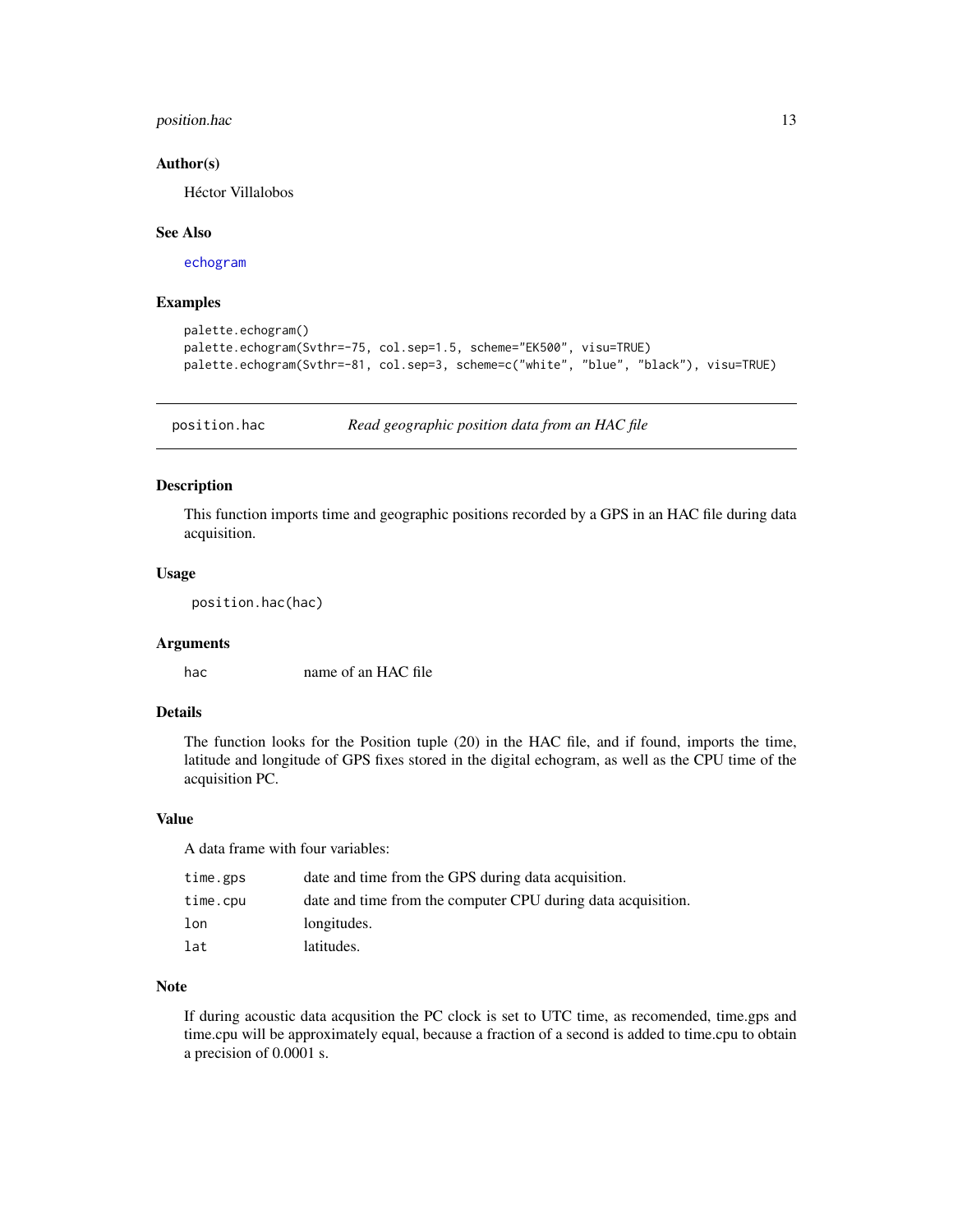### Author(s)

Héctor Villalobos

### See Also

echogram

### Examples

```
palette.echogram()
palette.echogram(Svthr=-75, col.sep=1.5, scheme="EK500", visu=TRUE)
palette.echogram(Svthr=-81, col.sep=3, scheme=c("white", "blue", "black"), visu=TRUE)
```

---

## position.hac *Read geographic position data from an HAC file*

### Description

This function imports time and geographic positions recorded by a GPS in an HAC file during data acquisition.

### Usage

```
position.hac(hac)
```

### Arguments

| | |
|---|---|
| hac | name of an HAC file |

### Details

The function looks for the Position tuple (20) in the HAC file, and if found, imports the time, latitude and longitude of GPS fixes stored in the digital echogram, as well as the CPU time of the acquisition PC.

### Value

A data frame with four variables:

| | |
|---|---|
| time.gps | date and time from the GPS during data acquisition. |
| time.cpu | date and time from the computer CPU during data acquisition. |
| lon | longitudes. |
| lat | latitudes. |

### Note

If during acoustic data acqusition the PC clock is set to UTC time, as recomended, time.gps and time.cpu will be approximately equal, because a fraction of a second is added to time.cpu to obtain a precision of 0.0001 s.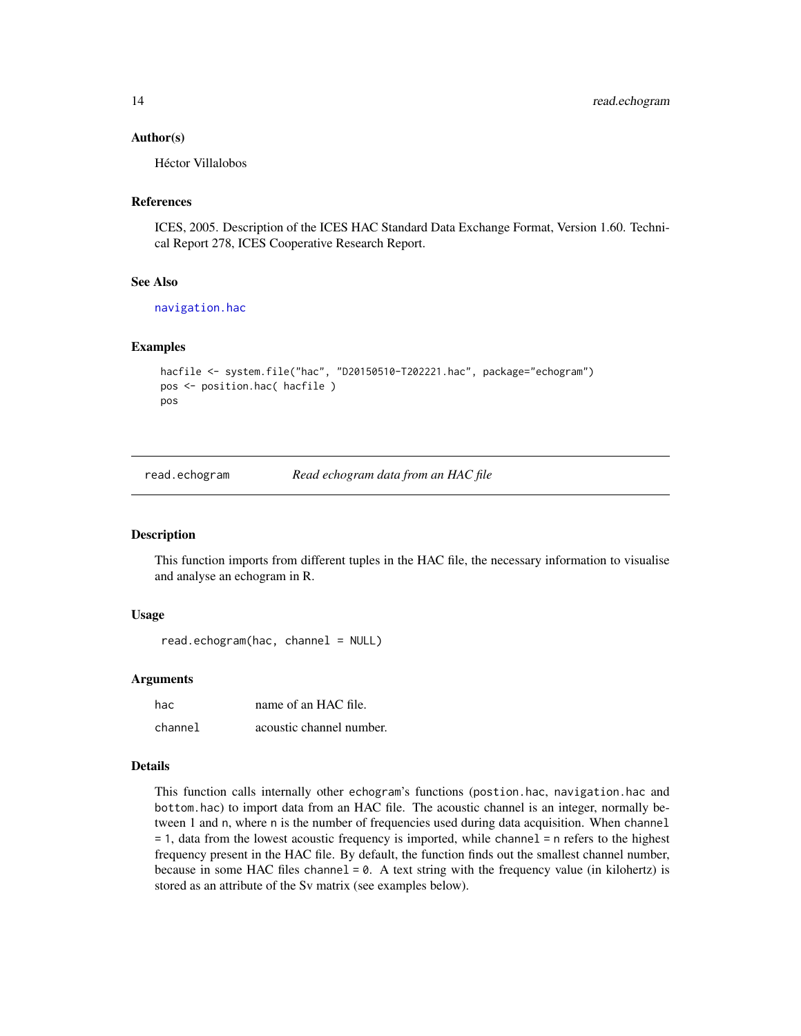### Author(s)

Héctor Villalobos

### References

ICES, 2005. Description of the ICES HAC Standard Data Exchange Format, Version 1.60. Technical Report 278, ICES Cooperative Research Report.

### See Also

navigation.hac

### Examples

```
hacfile <- system.file("hac", "D20150510-T202221.hac", package="echogram")
pos <- position.hac( hacfile )
pos
```

---

## read.echogram *Read echogram data from an HAC file*

### Description

This function imports from different tuples in the HAC file, the necessary information to visualise and analyse an echogram in R.

### Usage

```
read.echogram(hac, channel = NULL)
```

### Arguments

| | |
|---|---|
| hac | name of an HAC file. |
| channel | acoustic channel number. |

### Details

This function calls internally other echogram's functions (postion.hac, navigation.hac and bottom.hac) to import data from an HAC file. The acoustic channel is an integer, normally between 1 and n, where n is the number of frequencies used during data acquisition. When channel = 1, data from the lowest acoustic frequency is imported, while channel = n refers to the highest frequency present in the HAC file. By default, the function finds out the smallest channel number, because in some HAC files channel = 0. A text string with the frequency value (in kilohertz) is stored as an attribute of the Sv matrix (see examples below).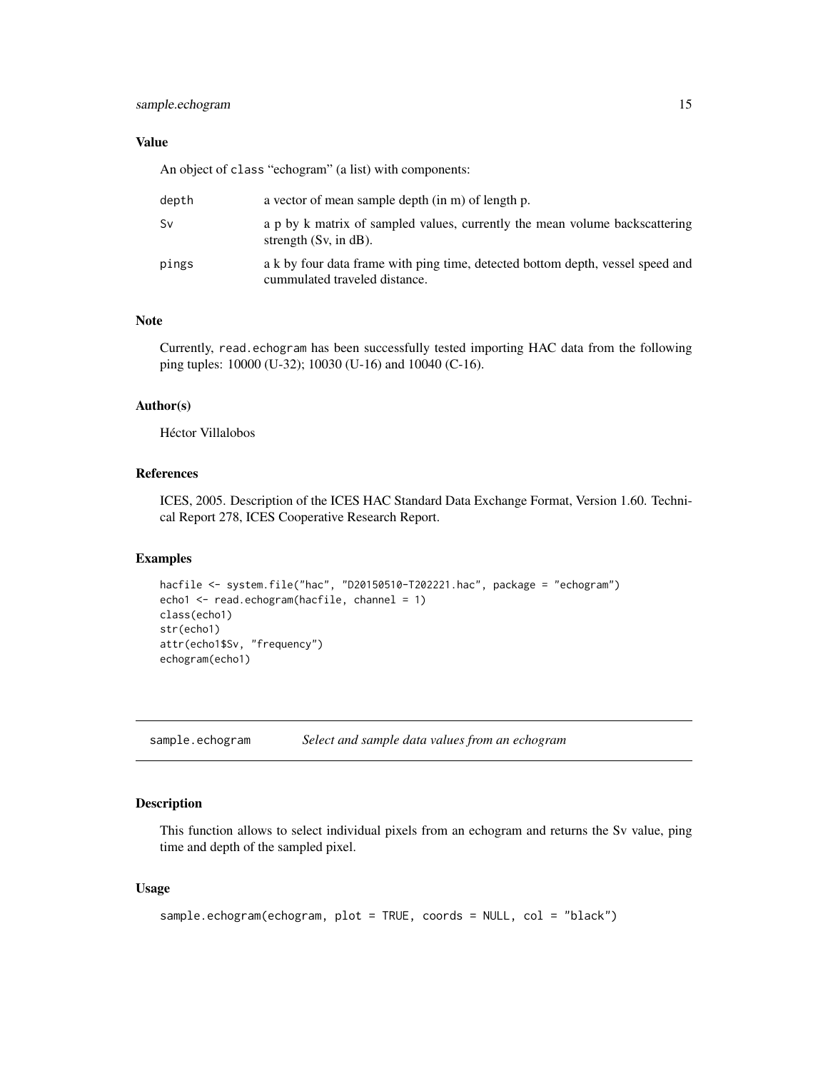### Value

An object of class "echogram" (a list) with components:

| | |
|---|---|
| depth | a vector of mean sample depth (in m) of length p. |
| Sv | a p by k matrix of sampled values, currently the mean volume backscattering strength (Sv, in dB). |
| pings | a k by four data frame with ping time, detected bottom depth, vessel speed and cummulated traveled distance. |

### Note

Currently, read.echogram has been successfully tested importing HAC data from the following ping tuples: 10000 (U-32); 10030 (U-16) and 10040 (C-16).

### Author(s)

Héctor Villalobos

### References

ICES, 2005. Description of the ICES HAC Standard Data Exchange Format, Version 1.60. Technical Report 278, ICES Cooperative Research Report.

### Examples

```
hacfile <- system.file("hac", "D20150510-T202221.hac", package = "echogram")
echo1 <- read.echogram(hacfile, channel = 1)
class(echo1)
str(echo1)
attr(echo1$Sv, "frequency")
echogram(echo1)
```

---

## sample.echogram *Select and sample data values from an echogram*

### Description

This function allows to select individual pixels from an echogram and returns the Sv value, ping time and depth of the sampled pixel.

### Usage

```
sample.echogram(echogram, plot = TRUE, coords = NULL, col = "black")
```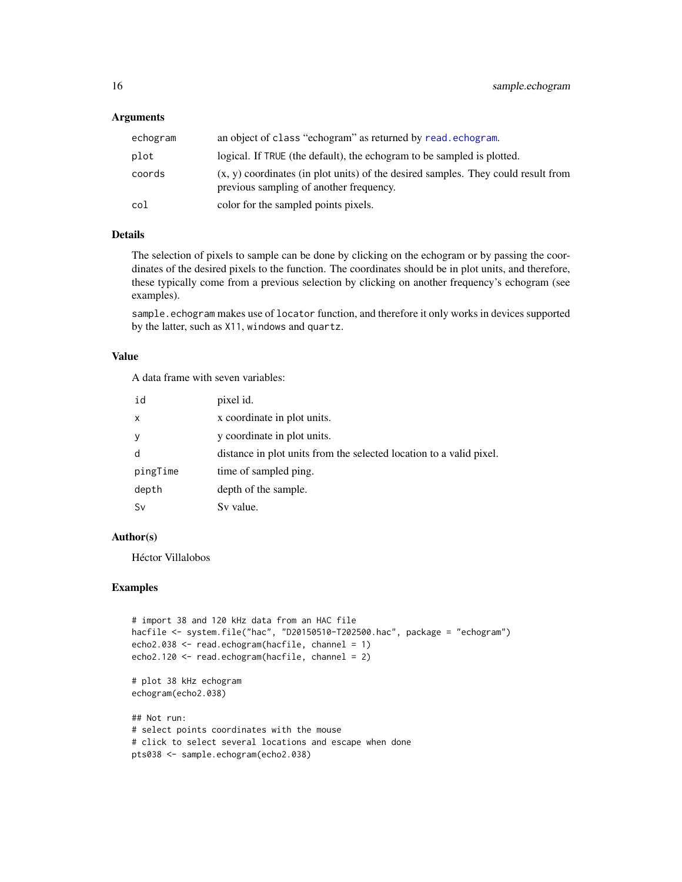## Arguments

| | |
|---|---|
| echogram | an object of class "echogram" as returned by read.echogram. |
| plot | logical. If TRUE (the default), the echogram to be sampled is plotted. |
| coords | (x, y) coordinates (in plot units) of the desired samples. They could result from previous sampling of another frequency. |
| col | color for the sampled points pixels. |

## Details

The selection of pixels to sample can be done by clicking on the echogram or by passing the coordinates of the desired pixels to the function. The coordinates should be in plot units, and therefore, these typically come from a previous selection by clicking on another frequency's echogram (see examples).

`sample.echogram` makes use of `locator` function, and therefore it only works in devices supported by the latter, such as `X11`, `windows` and `quartz`.

## Value

A data frame with seven variables:

| | |
|---|---|
| id | pixel id. |
| x | x coordinate in plot units. |
| y | y coordinate in plot units. |
| d | distance in plot units from the selected location to a valid pixel. |
| pingTime | time of sampled ping. |
| depth | depth of the sample. |
| Sv | Sv value. |

## Author(s)

Héctor Villalobos

## Examples

```
# import 38 and 120 kHz data from an HAC file
hacfile <- system.file("hac", "D20150510-T202500.hac", package = "echogram")
echo2.038 <- read.echogram(hacfile, channel = 1)
echo2.120 <- read.echogram(hacfile, channel = 2)

# plot 38 kHz echogram
echogram(echo2.038)

## Not run:
# select points coordinates with the mouse
# click to select several locations and escape when done
pts038 <- sample.echogram(echo2.038)
```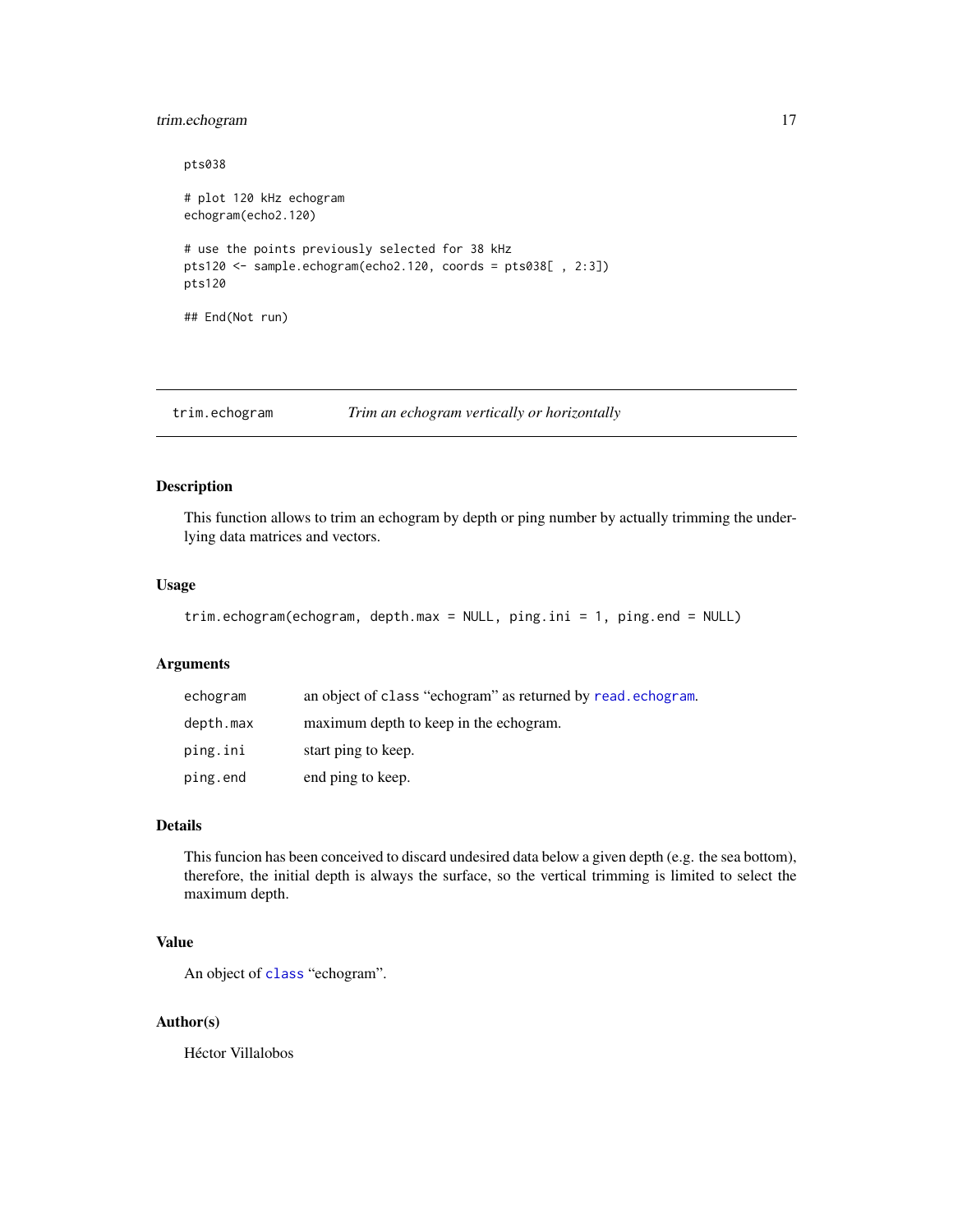```
pts038

# plot 120 kHz echogram
echogram(echo2.120)

# use the points previously selected for 38 kHz
pts120 <- sample.echogram(echo2.120, coords = pts038[ , 2:3])
pts120

## End(Not run)
```

---

## trim.echogram — *Trim an echogram vertically or horizontally*

### Description

This function allows to trim an echogram by depth or ping number by actually trimming the underlying data matrices and vectors.

### Usage

```
trim.echogram(echogram, depth.max = NULL, ping.ini = 1, ping.end = NULL)
```

### Arguments

| | |
|---|---|
| `echogram` | an object of `class` "echogram" as returned by `read.echogram`. |
| `depth.max` | maximum depth to keep in the echogram. |
| `ping.ini` | start ping to keep. |
| `ping.end` | end ping to keep. |

### Details

This funcion has been conceived to discard undesired data below a given depth (e.g. the sea bottom), therefore, the initial depth is always the surface, so the vertical trimming is limited to select the maximum depth.

### Value

An object of `class` "echogram".

### Author(s)

Héctor Villalobos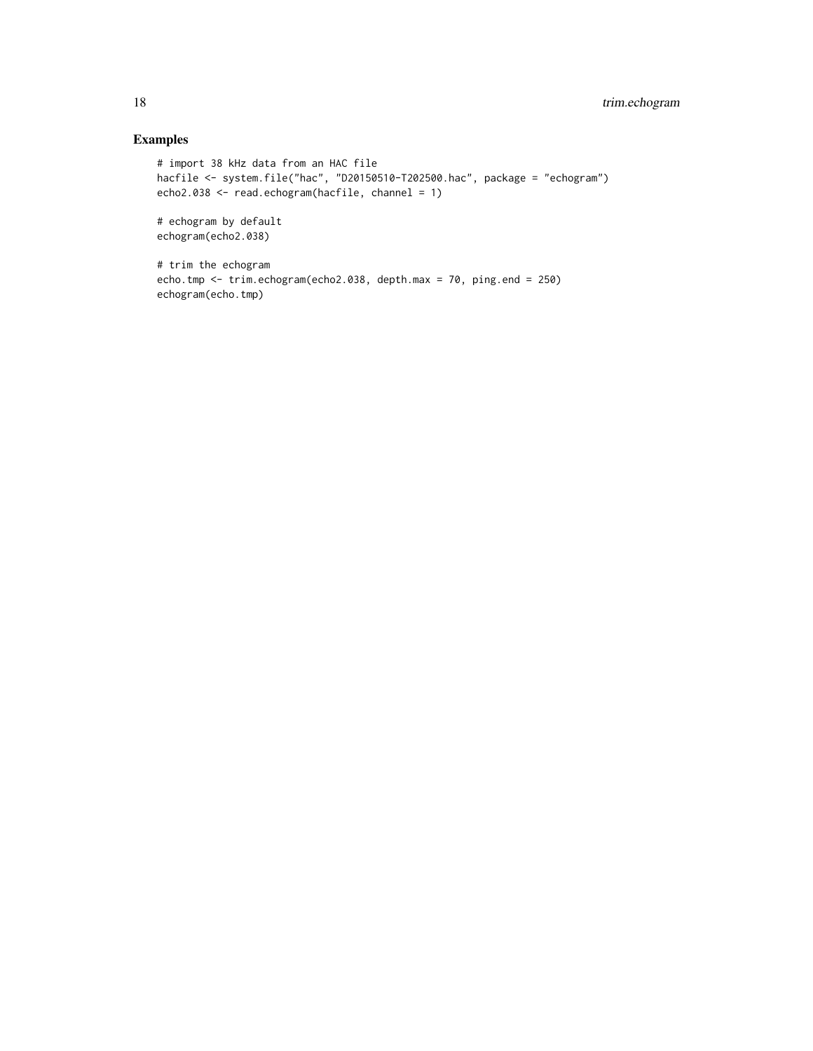## Examples

```
# import 38 kHz data from an HAC file
hacfile <- system.file("hac", "D20150510-T202500.hac", package = "echogram")
echo2.038 <- read.echogram(hacfile, channel = 1)

# echogram by default
echogram(echo2.038)

# trim the echogram
echo.tmp <- trim.echogram(echo2.038, depth.max = 70, ping.end = 250)
echogram(echo.tmp)
```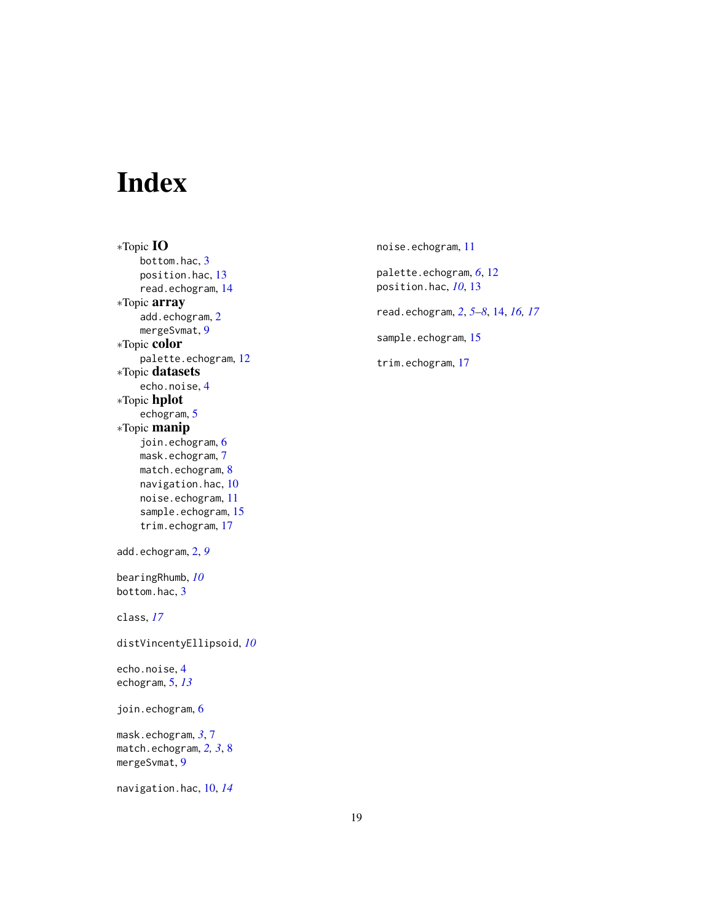# Index

*Topic **IO**
  bottom.hac, 3
  position.hac, 13
  read.echogram, 14

*Topic **array**
  add.echogram, 2
  mergeSvmat, 9

*Topic **color**
  palette.echogram, 12

*Topic **datasets**
  echo.noise, 4

*Topic **hplot**
  echogram, 5

*Topic **manip**
  join.echogram, 6
  mask.echogram, 7
  match.echogram, 8
  navigation.hac, 10
  noise.echogram, 11
  sample.echogram, 15
  trim.echogram, 17

add.echogram, 2, *9*

bearingRhumb, *10*
bottom.hac, 3

class, *17*

distVincentyEllipsoid, *10*

echo.noise, 4
echogram, 5, *13*

join.echogram, 6

mask.echogram, *3*, 7
match.echogram, *2, 3*, 8
mergeSvmat, 9

navigation.hac, 10, *14*
noise.echogram, 11

palette.echogram, *6*, 12
position.hac, *10*, 13

read.echogram, *2*, *5–8*, 14, *16, 17*

sample.echogram, 15

trim.echogram, 17